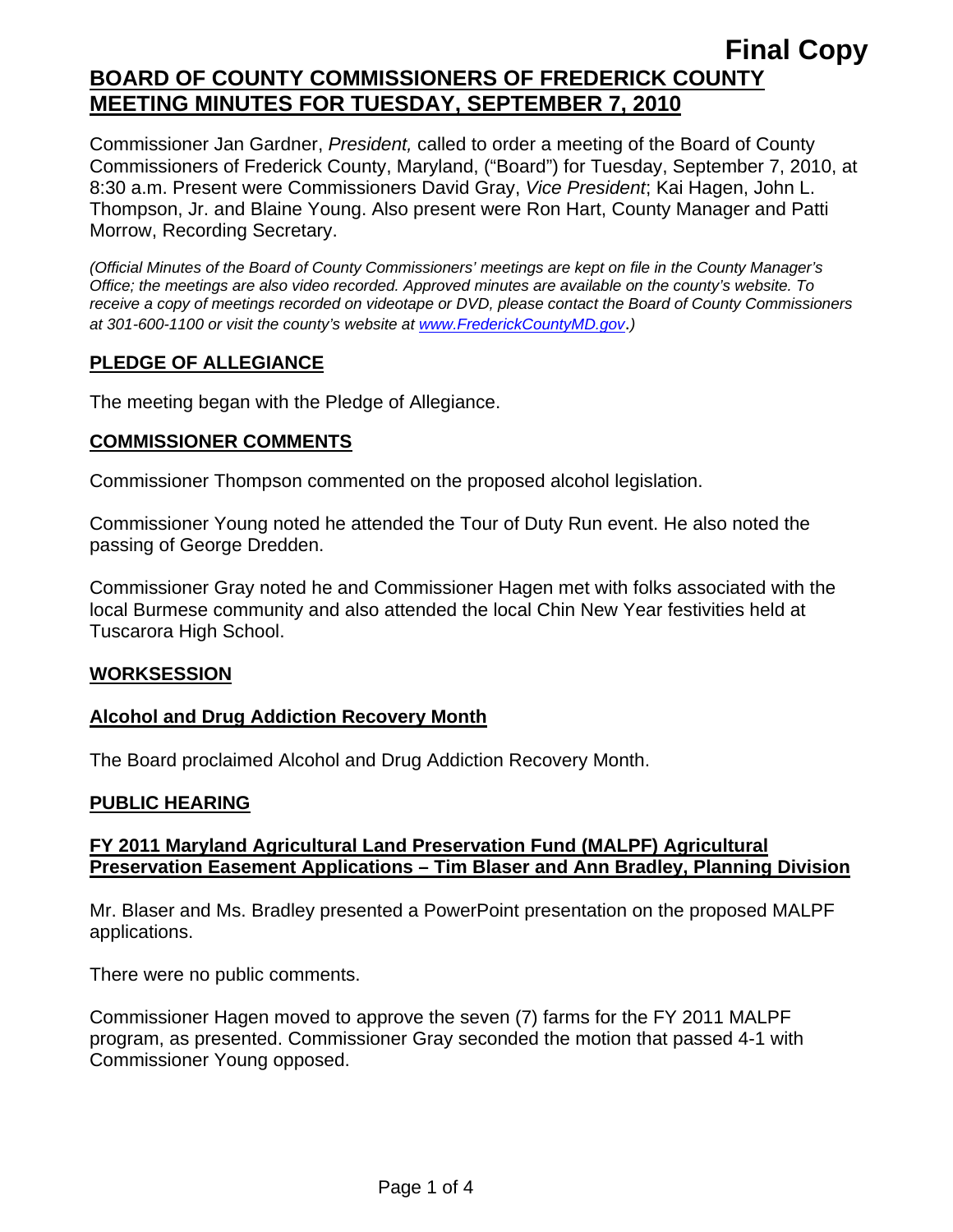**Final Copy**

# BOARD OF COUNTY COMMISSIONERS OF FREDERICK COUNTY MEETING MINUTES FOR TUESDAY, SEPTEMBER 7, 2010

Commissioner Jan Gardner, *President,* called to order a meeting of the Board of County Commissioners of Frederick County, Maryland, ("Board") for Tuesday, September 7, 2010, at 8:30 a.m. Present were Commissioners David Gray, *Vice President*; Kai Hagen, John L. Thompson, Jr. and Blaine Young. Also present were Ron Hart, County Manager and Patti Morrow, Recording Secretary.

*(Official Minutes of the Board of County Commissioners' meetings are kept on file in the County Manager's Office; the meetings are also video recorded. Approved minutes are available on the county's website. To receive a copy of meetings recorded on videotape or DVD, please contact the Board of County Commissioners at 301-600-1100 or visit the county's website at www.FrederickCountyMD.gov.)*

## PLEDGE OF ALLEGIANCE

The meeting began with the Pledge of Allegiance.

## COMMISSIONER COMMENTS

Commissioner Thompson commented on the proposed alcohol legislation.

Commissioner Young noted he attended the Tour of Duty Run event. He also noted the passing of George Dredden.

Commissioner Gray noted he and Commissioner Hagen met with folks associated with the local Burmese community and also attended the local Chin New Year festivities held at Tuscarora High School.

## WORKSESSION

### Alcohol and Drug Addiction Recovery Month

The Board proclaimed Alcohol and Drug Addiction Recovery Month.

## PUBLIC HEARING

### FY 2011 Maryland Agricultural Land Preservation Fund (MALPF) Agricultural Preservation Easement Applications – Tim Blaser and Ann Bradley, Planning Division

Mr. Blaser and Ms. Bradley presented a PowerPoint presentation on the proposed MALPF applications.

There were no public comments.

Commissioner Hagen moved to approve the seven (7) farms for the FY 2011 MALPF program, as presented. Commissioner Gray seconded the motion that passed 4-1 with Commissioner Young opposed.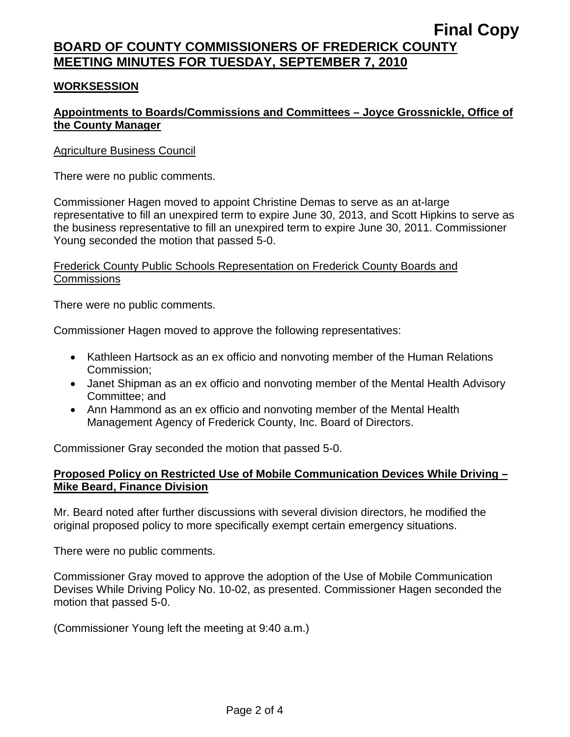**Final Copy**

# BOARD OF COUNTY COMMISSIONERS OF FREDERICK COUNTY MEETING MINUTES FOR TUESDAY, SEPTEMBER 7, 2010

## WORKSESSION

### Appointments to Boards/Commissions and Committees – Joyce Grossnickle, Office of the County Manager

Agriculture Business Council

There were no public comments.

Commissioner Hagen moved to appoint Christine Demas to serve as an at-large representative to fill an unexpired term to expire June 30, 2013, and Scott Hipkins to serve as the business representative to fill an unexpired term to expire June 30, 2011. Commissioner Young seconded the motion that passed 5-0.

Frederick County Public Schools Representation on Frederick County Boards and Commissions

There were no public comments.

Commissioner Hagen moved to approve the following representatives:

- Kathleen Hartsock as an ex officio and nonvoting member of the Human Relations Commission;
- Janet Shipman as an ex officio and nonvoting member of the Mental Health Advisory Committee; and
- Ann Hammond as an ex officio and nonvoting member of the Mental Health Management Agency of Frederick County, Inc. Board of Directors.

Commissioner Gray seconded the motion that passed 5-0.

### Proposed Policy on Restricted Use of Mobile Communication Devices While Driving – Mike Beard, Finance Division

Mr. Beard noted after further discussions with several division directors, he modified the original proposed policy to more specifically exempt certain emergency situations.

There were no public comments.

Commissioner Gray moved to approve the adoption of the Use of Mobile Communication Devises While Driving Policy No. 10-02, as presented. Commissioner Hagen seconded the motion that passed 5-0.

(Commissioner Young left the meeting at 9:40 a.m.)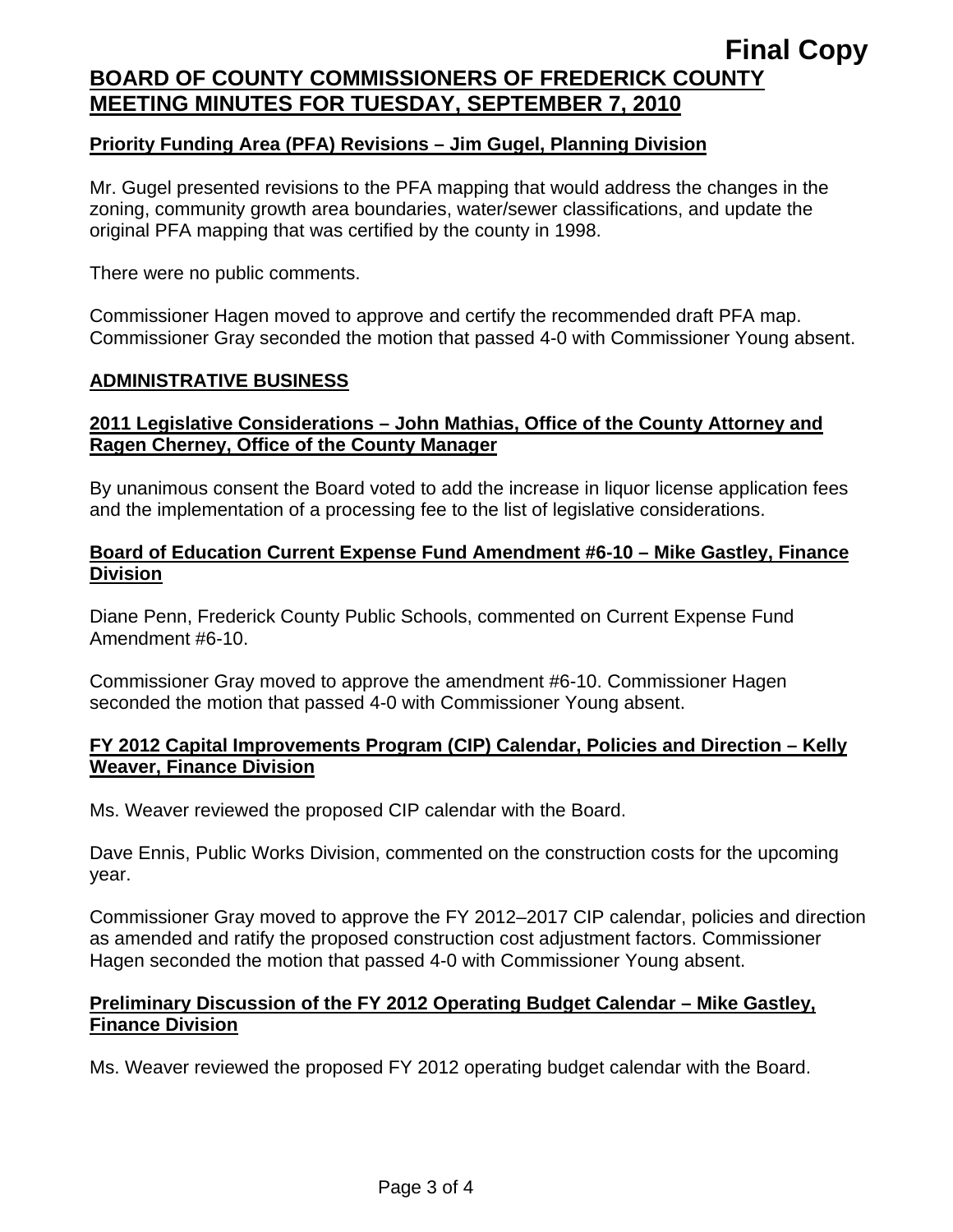**Final Copy**

**BOARD OF COUNTY COMMISSIONERS OF FREDERICK COUNTY**
**MEETING MINUTES FOR TUESDAY, SEPTEMBER 7, 2010**

**Priority Funding Area (PFA) Revisions – Jim Gugel, Planning Division**

Mr. Gugel presented revisions to the PFA mapping that would address the changes in the zoning, community growth area boundaries, water/sewer classifications, and update the original PFA mapping that was certified by the county in 1998.

There were no public comments.

Commissioner Hagen moved to approve and certify the recommended draft PFA map. Commissioner Gray seconded the motion that passed 4-0 with Commissioner Young absent.

## ADMINISTRATIVE BUSINESS

**2011 Legislative Considerations – John Mathias, Office of the County Attorney and Ragen Cherney, Office of the County Manager**

By unanimous consent the Board voted to add the increase in liquor license application fees and the implementation of a processing fee to the list of legislative considerations.

**Board of Education Current Expense Fund Amendment #6-10 – Mike Gastley, Finance Division**

Diane Penn, Frederick County Public Schools, commented on Current Expense Fund Amendment #6-10.

Commissioner Gray moved to approve the amendment #6-10. Commissioner Hagen seconded the motion that passed 4-0 with Commissioner Young absent.

**FY 2012 Capital Improvements Program (CIP) Calendar, Policies and Direction – Kelly Weaver, Finance Division**

Ms. Weaver reviewed the proposed CIP calendar with the Board.

Dave Ennis, Public Works Division, commented on the construction costs for the upcoming year.

Commissioner Gray moved to approve the FY 2012–2017 CIP calendar, policies and direction as amended and ratify the proposed construction cost adjustment factors. Commissioner Hagen seconded the motion that passed 4-0 with Commissioner Young absent.

**Preliminary Discussion of the FY 2012 Operating Budget Calendar – Mike Gastley, Finance Division**

Ms. Weaver reviewed the proposed FY 2012 operating budget calendar with the Board.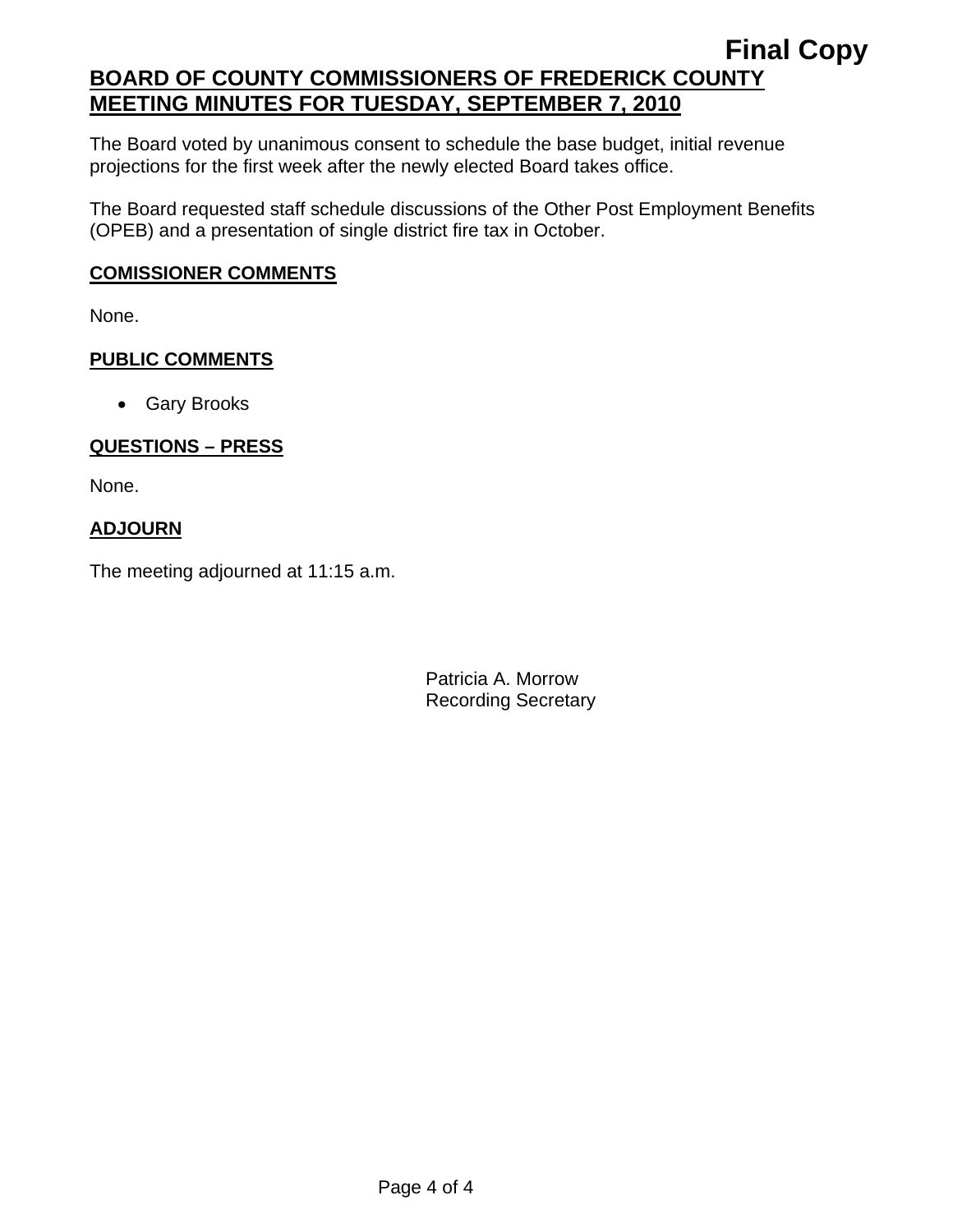**Final Copy**

## BOARD OF COUNTY COMMISSIONERS OF FREDERICK COUNTY MEETING MINUTES FOR TUESDAY, SEPTEMBER 7, 2010

The Board voted by unanimous consent to schedule the base budget, initial revenue projections for the first week after the newly elected Board takes office.

The Board requested staff schedule discussions of the Other Post Employment Benefits (OPEB) and a presentation of single district fire tax in October.

### COMISSIONER COMMENTS

None.

### PUBLIC COMMENTS

- Gary Brooks

### QUESTIONS – PRESS

None.

### ADJOURN

The meeting adjourned at 11:15 a.m.

Patricia A. Morrow
Recording Secretary